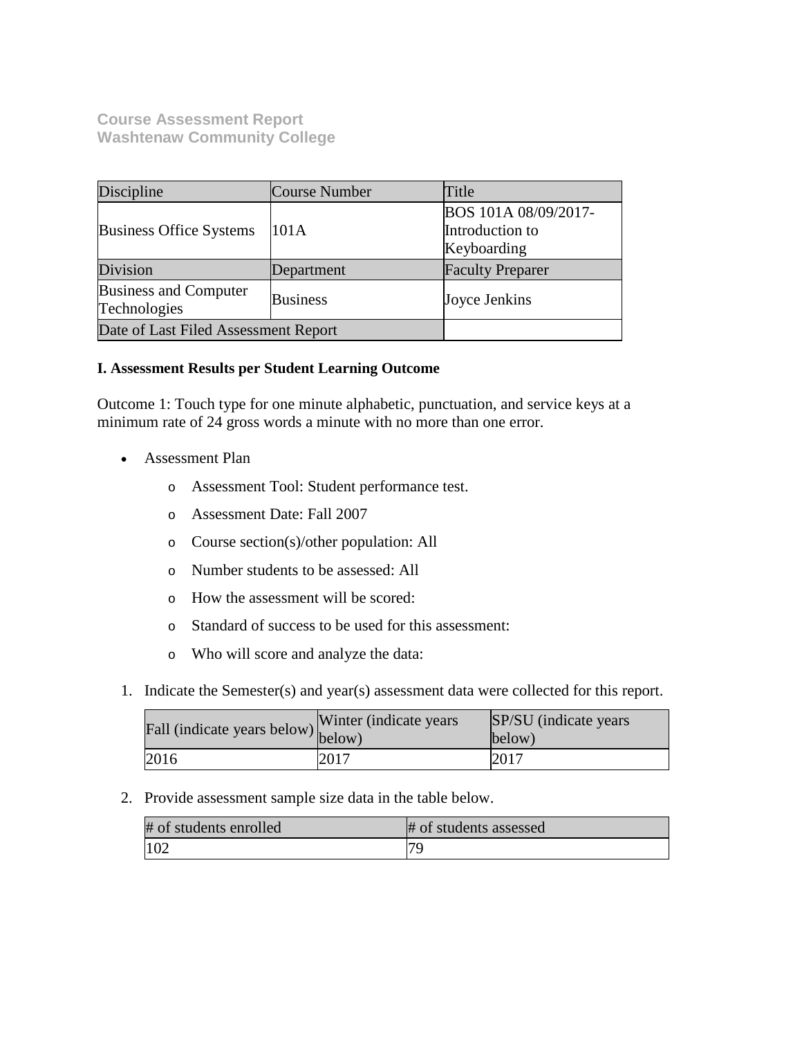**Course Assessment Report**
**Washtenaw Community College**

| Discipline | Course Number | Title |
| --- | --- | --- |
| Business Office Systems | 101A | BOS 101A 08/09/2017-Introduction to Keyboarding |
| Division | Department | Faculty Preparer |
| Business and Computer Technologies | Business | Joyce Jenkins |
| Date of Last Filed Assessment Report | | |

**I. Assessment Results per Student Learning Outcome**

Outcome 1: Touch type for one minute alphabetic, punctuation, and service keys at a minimum rate of 24 gross words a minute with no more than one error.

- Assessment Plan
  - Assessment Tool: Student performance test.
  - Assessment Date: Fall 2007
  - Course section(s)/other population: All
  - Number students to be assessed: All
  - How the assessment will be scored:
  - Standard of success to be used for this assessment:
  - Who will score and analyze the data:

1. Indicate the Semester(s) and year(s) assessment data were collected for this report.

| Fall (indicate years below) | Winter (indicate years below) | SP/SU (indicate years below) |
| --- | --- | --- |
| 2016 | 2017 | 2017 |

2. Provide assessment sample size data in the table below.

| # of students enrolled | # of students assessed |
| --- | --- |
| 102 | 79 |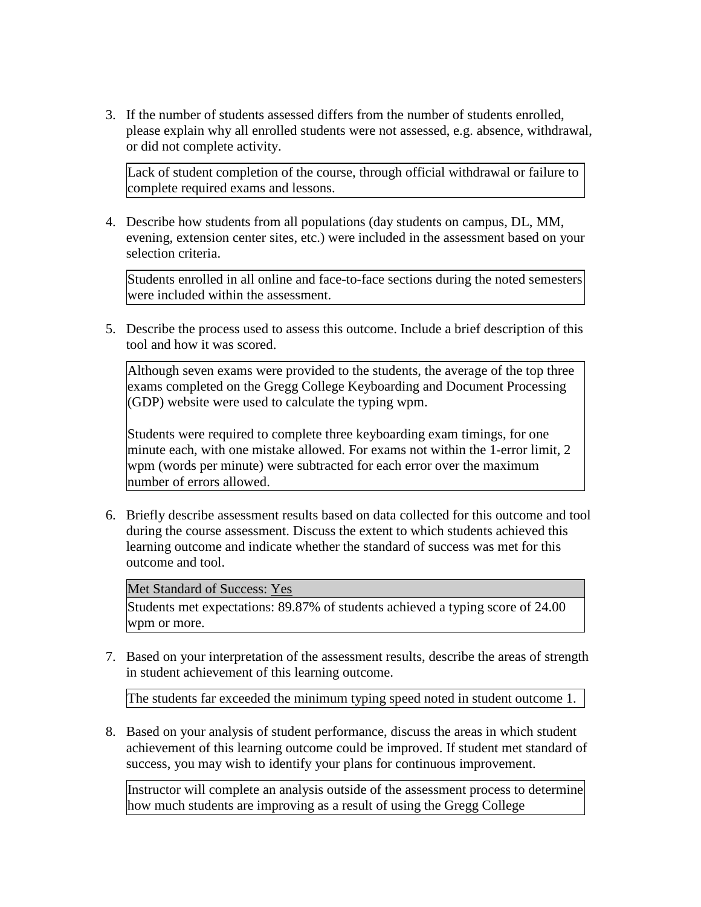3. If the number of students assessed differs from the number of students enrolled, please explain why all enrolled students were not assessed, e.g. absence, withdrawal, or did not complete activity.

   Lack of student completion of the course, through official withdrawal or failure to complete required exams and lessons.

4. Describe how students from all populations (day students on campus, DL, MM, evening, extension center sites, etc.) were included in the assessment based on your selection criteria.

   Students enrolled in all online and face-to-face sections during the noted semesters were included within the assessment.

5. Describe the process used to assess this outcome. Include a brief description of this tool and how it was scored.

   Although seven exams were provided to the students, the average of the top three exams completed on the Gregg College Keyboarding and Document Processing (GDP) website were used to calculate the typing wpm.

   Students were required to complete three keyboarding exam timings, for one minute each, with one mistake allowed. For exams not within the 1-error limit, 2 wpm (words per minute) were subtracted for each error over the maximum number of errors allowed.

6. Briefly describe assessment results based on data collected for this outcome and tool during the course assessment. Discuss the extent to which students achieved this learning outcome and indicate whether the standard of success was met for this outcome and tool.

   Met Standard of Success: Yes

   Students met expectations: 89.87% of students achieved a typing score of 24.00 wpm or more.

7. Based on your interpretation of the assessment results, describe the areas of strength in student achievement of this learning outcome.

   The students far exceeded the minimum typing speed noted in student outcome 1.

8. Based on your analysis of student performance, discuss the areas in which student achievement of this learning outcome could be improved. If student met standard of success, you may wish to identify your plans for continuous improvement.

   Instructor will complete an analysis outside of the assessment process to determine how much students are improving as a result of using the Gregg College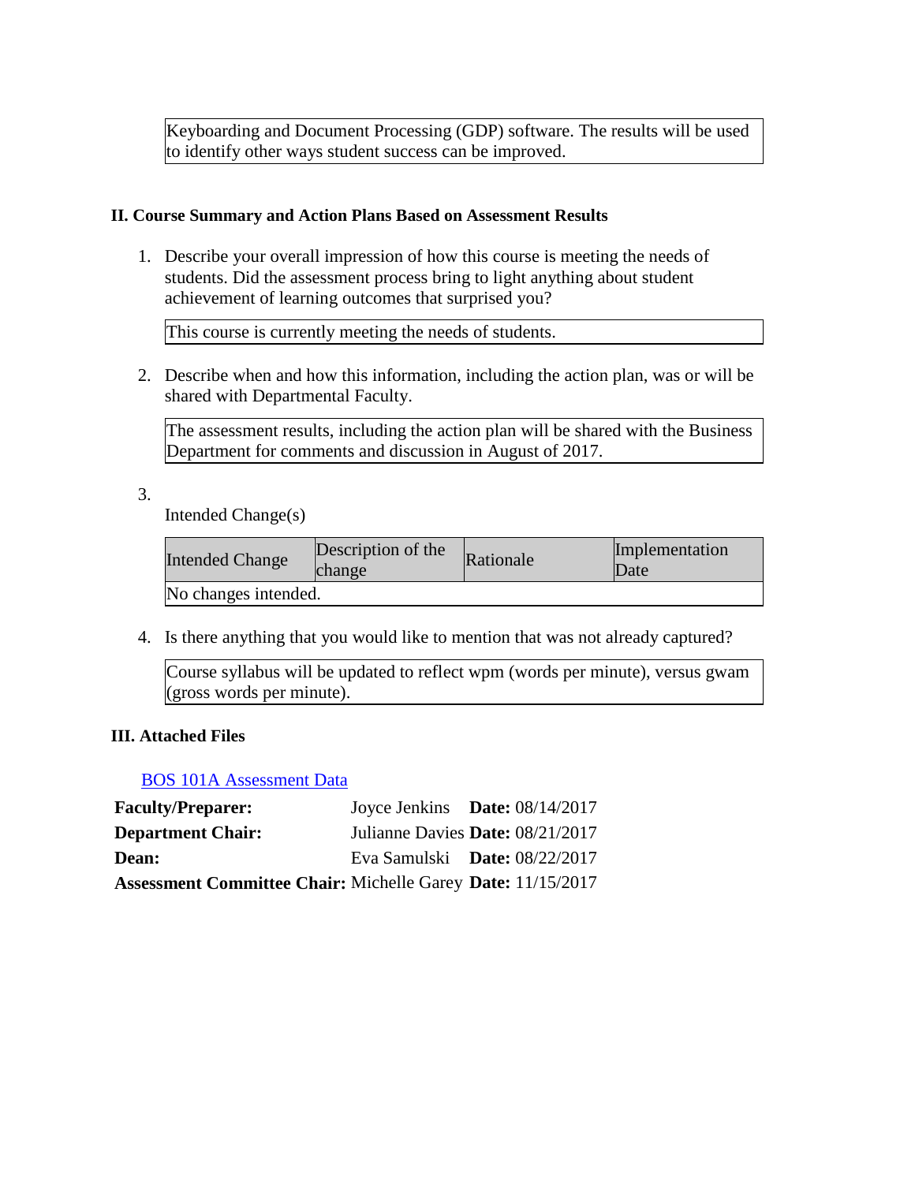Keyboarding and Document Processing (GDP) software. The results will be used to identify other ways student success can be improved.

## II. Course Summary and Action Plans Based on Assessment Results

1. Describe your overall impression of how this course is meeting the needs of students. Did the assessment process bring to light anything about student achievement of learning outcomes that surprised you?

   This course is currently meeting the needs of students.

2. Describe when and how this information, including the action plan, was or will be shared with Departmental Faculty.

   The assessment results, including the action plan will be shared with the Business Department for comments and discussion in August of 2017.

3. Intended Change(s)

| Intended Change | Description of the change | Rationale | Implementation Date |
|---|---|---|---|
| No changes intended. | | | |

4. Is there anything that you would like to mention that was not already captured?

   Course syllabus will be updated to reflect wpm (words per minute), versus gwam (gross words per minute).

## III. Attached Files

[BOS 101A Assessment Data]

| | | |
|---|---|---|
| **Faculty/Preparer:** | Joyce Jenkins | **Date:** 08/14/2017 |
| **Department Chair:** | Julianne Davies | **Date:** 08/21/2017 |
| **Dean:** | Eva Samulski | **Date:** 08/22/2017 |
| **Assessment Committee Chair:** | Michelle Garey | **Date:** 11/15/2017 |